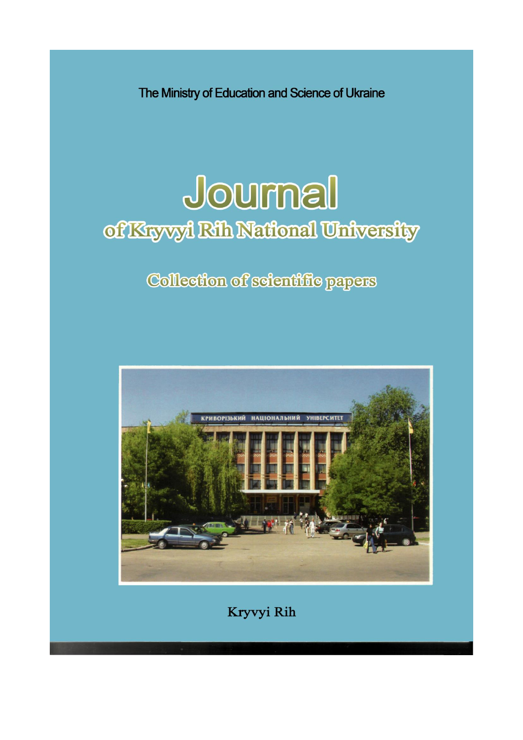The Ministry of Education and Science of Ukraine

# Journal
## of Kryvyi Rih National University

### Collection of scientific papers

Kryvyi Rih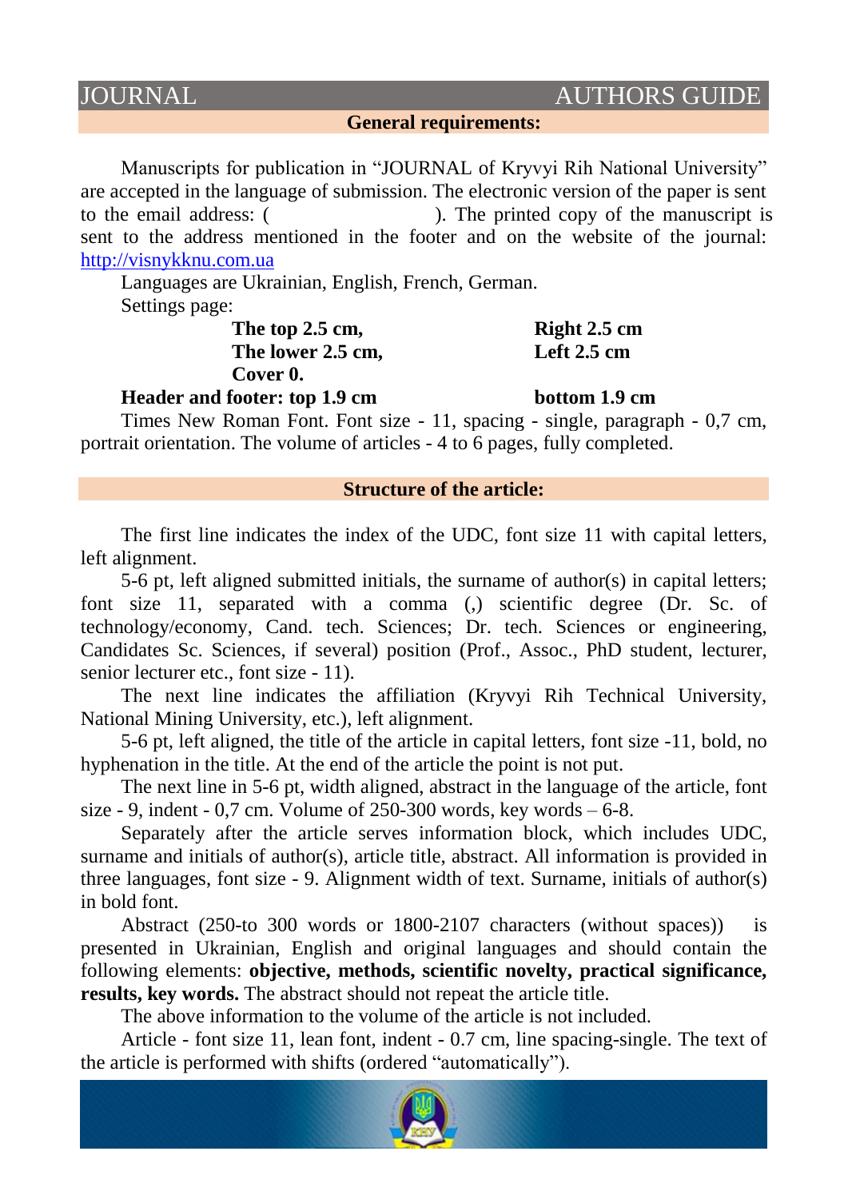# JOURNAL AUTHORS GUIDE

## General requirements:

Manuscripts for publication in "JOURNAL of Kryvyi Rih National University" are accepted in the language of submission. The electronic version of the paper is sent to the email address: ( ). The printed copy of the manuscript is sent to the address mentioned in the footer and on the website of the journal: http://visnykknu.com.ua

Languages are Ukrainian, English, French, German.

Settings page:

| | |
|---|---|
| **The top 2.5 cm,** | **Right 2.5 cm** |
| **The lower 2.5 cm,** | **Left 2.5 cm** |
| **Cover 0.** | |

**Header and footer: top 1.9 cm** **bottom 1.9 cm**

Times New Roman Font. Font size - 11, spacing - single, paragraph - 0,7 cm, portrait orientation. The volume of articles - 4 to 6 pages, fully completed.

## Structure of the article:

The first line indicates the index of the UDC, font size 11 with capital letters, left alignment.

5-6 pt, left aligned submitted initials, the surname of author(s) in capital letters; font size 11, separated with a comma (,) scientific degree (Dr. Sc. of technology/economy, Cand. tech. Sciences; Dr. tech. Sciences or engineering, Candidates Sc. Sciences, if several) position (Prof., Assoc., PhD student, lecturer, senior lecturer etc., font size - 11).

The next line indicates the affiliation (Kryvyi Rih Technical University, National Mining University, etc.), left alignment.

5-6 pt, left aligned, the title of the article in capital letters, font size -11, bold, no hyphenation in the title. At the end of the article the point is not put.

The next line in 5-6 pt, width aligned, abstract in the language of the article, font size - 9, indent - 0,7 cm. Volume of 250-300 words, key words – 6-8.

Separately after the article serves information block, which includes UDC, surname and initials of author(s), article title, abstract. All information is provided in three languages, font size - 9. Alignment width of text. Surname, initials of author(s) in bold font.

Abstract (250-to 300 words or 1800-2107 characters (without spaces)) is presented in Ukrainian, English and original languages and should contain the following elements: **objective, methods, scientific novelty, practical significance, results, key words.** The abstract should not repeat the article title.

The above information to the volume of the article is not included.

Article - font size 11, lean font, indent - 0.7 cm, line spacing-single. The text of the article is performed with shifts (ordered "automatically").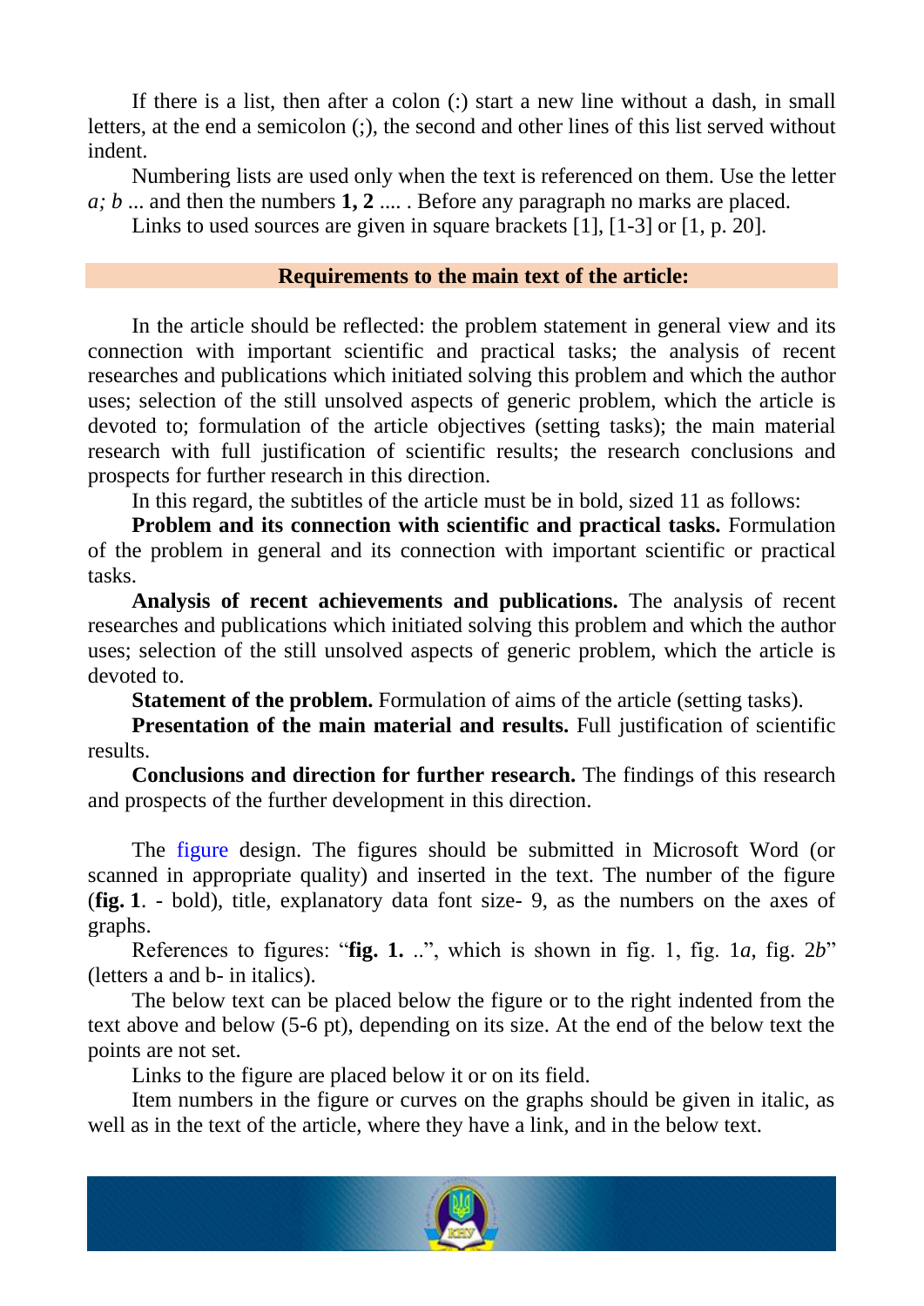If there is a list, then after a colon (:) start a new line without a dash, in small letters, at the end a semicolon (;), the second and other lines of this list served without indent.

Numbering lists are used only when the text is referenced on them. Use the letter *a; b* ... and then the numbers **1, 2** .... . Before any paragraph no marks are placed.

Links to used sources are given in square brackets [1], [1-3] or [1, p. 20].

## Requirements to the main text of the article:

In the article should be reflected: the problem statement in general view and its connection with important scientific and practical tasks; the analysis of recent researches and publications which initiated solving this problem and which the author uses; selection of the still unsolved aspects of generic problem, which the article is devoted to; formulation of the article objectives (setting tasks); the main material research with full justification of scientific results; the research conclusions and prospects for further research in this direction.

In this regard, the subtitles of the article must be in bold, sized 11 as follows:

**Problem and its connection with scientific and practical tasks.** Formulation of the problem in general and its connection with important scientific or practical tasks.

**Analysis of recent achievements and publications.** The analysis of recent researches and publications which initiated solving this problem and which the author uses; selection of the still unsolved aspects of generic problem, which the article is devoted to.

**Statement of the problem.** Formulation of aims of the article (setting tasks).

**Presentation of the main material and results.** Full justification of scientific results.

**Conclusions and direction for further research.** The findings of this research and prospects of the further development in this direction.

The figure design. The figures should be submitted in Microsoft Word (or scanned in appropriate quality) and inserted in the text. The number of the figure (**fig. 1**. - bold), title, explanatory data font size- 9, as the numbers on the axes of graphs.

References to figures: "**fig. 1.** ..", which is shown in fig. 1, fig. 1*a*, fig. 2*b*" (letters a and b- in italics).

The below text can be placed below the figure or to the right indented from the text above and below (5-6 pt), depending on its size. At the end of the below text the points are not set.

Links to the figure are placed below it or on its field.

Item numbers in the figure or curves on the graphs should be given in italic, as well as in the text of the article, where they have a link, and in the below text.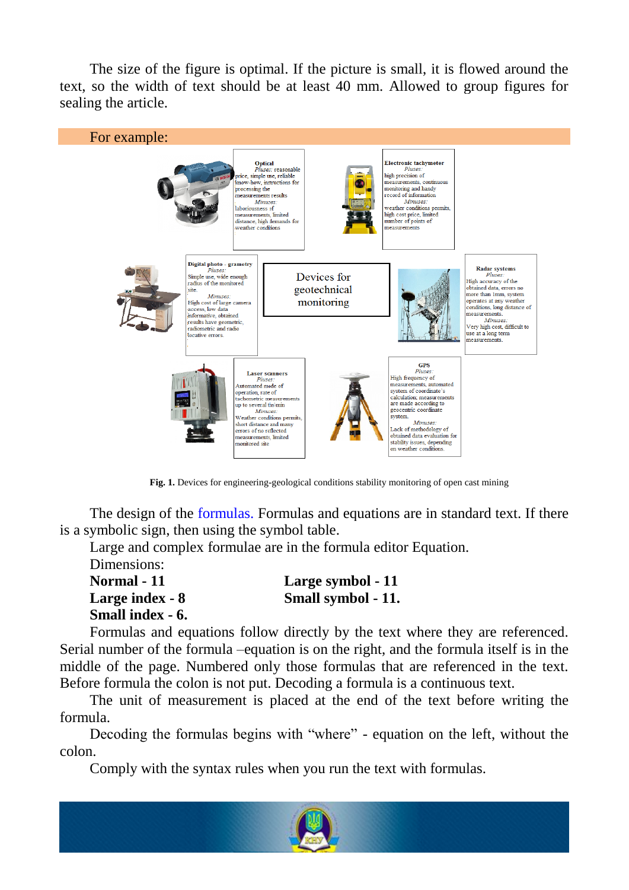The size of the figure is optimal. If the picture is small, it is flowed around the text, so the width of text should be at least 40 mm. Allowed to group figures for sealing the article.

For example:

**Optical**
*Pluses:* reasonable price, simple use, reliable know-how, instructions for processing the measurements results
*Minuses:* laboriousness of measurements, limited distance, high demands for weather conditions

**Electronic tachymeter**
*Pluses:* high precision of measurements, continuous monitoring and handy record of information
*Minuses:* weather conditions permits, high cost price, limited number of points of measurements

**Digital photo - grametry**
*Pluses:* Simple use, wide enough radius of the monitored site.
*Minuses:* High cost of large camera access, low data informative, obtained results have geometric, radiometric and radio locative errors.

Devices for geotechnical monitoring

**Radar systems**
*Pluses:* High accuracy of the obtained data, errors no more than 1mm, system operates at any weather conditions, long distance of measurements.
*Minuses:* Very high cost, difficult to use at a long term measurements.

**Laser scanners**
*Pluses:* Automated mode of operation, rate of tachometric measurements up to several ths/min
*Minuses:* Weather conditions permits, short distance and many errors of no reflected measurements, limited monitored site

**GPS**
*Pluses:* High frequency of measurements, automated system of coordinate's calculation, measurements are made according to geocentric coordinate system.
*Minuses:* Lack of methodology of obtained data evaluation for stability issues, depending on weather conditions.

**Fig. 1.** Devices for engineering-geological conditions stability monitoring of open cast mining

The design of the formulas. Formulas and equations are in standard text. If there is a symbolic sign, then using the symbol table.

Large and complex formulae are in the formula editor Equation.

Dimensions:

**Normal - 11**
**Large index - 8**
**Small index - 6.**
**Large symbol - 11**
**Small symbol - 11.**

Formulas and equations follow directly by the text where they are referenced. Serial number of the formula –equation is on the right, and the formula itself is in the middle of the page. Numbered only those formulas that are referenced in the text. Before formula the colon is not put. Decoding a formula is a continuous text.

The unit of measurement is placed at the end of the text before writing the formula.

Decoding the formulas begins with "where" - equation on the left, without the colon.

Comply with the syntax rules when you run the text with formulas.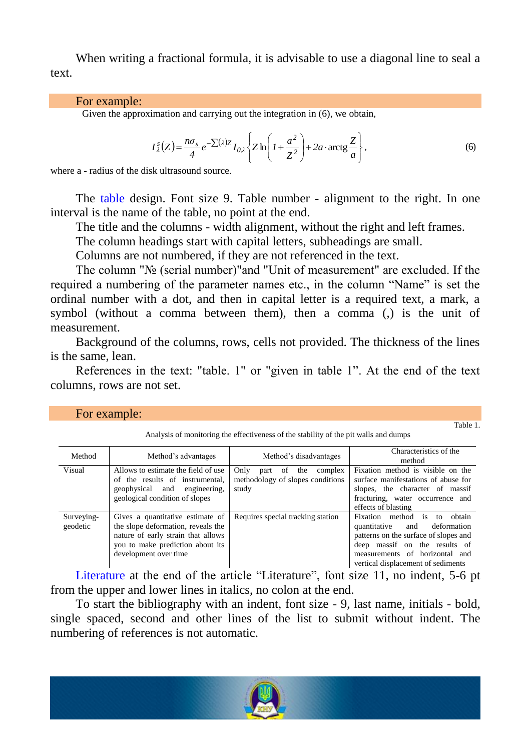When writing a fractional formula, it is advisable to use a diagonal line to seal a text.

For example:

Given the approximation and carrying out the integration in (6), we obtain,

$$I_{\lambda}^{s}(Z) = \frac{n\sigma_s}{4} e^{-\Sigma(\lambda)Z} I_{0\lambda} \left\{ Z \ln\left(1 + \frac{a^2}{Z^2}\right) + 2a \cdot \text{arctg}\,\frac{Z}{a} \right\}, \tag{6}$$

where a - radius of the disk ultrasound source.

The table design. Font size 9. Table number - alignment to the right. In one interval is the name of the table, no point at the end.

The title and the columns - width alignment, without the right and left frames.

The column headings start with capital letters, subheadings are small.

Columns are not numbered, if they are not referenced in the text.

The column "№ (serial number)"and "Unit of measurement" are excluded. If the required a numbering of the parameter names etc., in the column "Name" is set the ordinal number with a dot, and then in capital letter is a required text, a mark, a symbol (without a comma between them), then a comma (,) is the unit of measurement.

Background of the columns, rows, cells not provided. The thickness of the lines is the same, lean.

References in the text: "table. 1" or "given in table 1". At the end of the text columns, rows are not set.

For example:

Table 1.

Analysis of monitoring the effectiveness of the stability of the pit walls and dumps

| Method | Method's advantages | Method's disadvantages | Characteristics of the method |
|---|---|---|---|
| Visual | Allows to estimate the field of use of the results of instrumental, geophysical and engineering, geological condition of slopes | Only part of the complex methodology of slopes conditions study | Fixation method is visible on the surface manifestations of abuse for slopes, the character of massif fracturing, water occurrence and effects of blasting |
| Surveying-geodetic | Gives a quantitative estimate of the slope deformation, reveals the nature of early strain that allows you to make prediction about its development over time | Requires special tracking station | Fixation method is to obtain quantitative and deformation patterns on the surface of slopes and deep massif on the results of measurements of horizontal and vertical displacement of sediments |

Literature at the end of the article "Literature", font size 11, no indent, 5-6 pt from the upper and lower lines in italics, no colon at the end.

To start the bibliography with an indent, font size - 9, last name, initials - bold, single spaced, second and other lines of the list to submit without indent. The numbering of references is not automatic.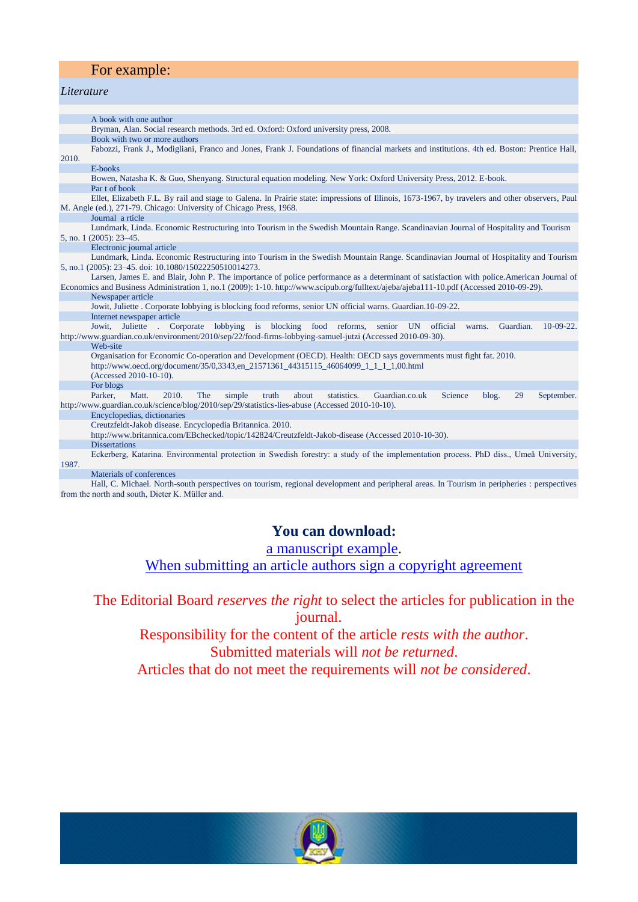## For example:

*Literature*

A book with one author

Bryman, Alan. Social research methods. 3rd ed. Oxford: Oxford university press, 2008.

Book with two or more authors

Fabozzi, Frank J., Modigliani, Franco and Jones, Frank J. Foundations of financial markets and institutions. 4th ed. Boston: Prentice Hall, 2010.

E-books

Bowen, Natasha K. & Guo, Shenyang. Structural equation modeling. New York: Oxford University Press, 2012. E-book.

Par t of book

Ellet, Elizabeth F.L. By rail and stage to Galena. In Prairie state: impressions of Illinois, 1673-1967, by travelers and other observers, Paul M. Angle (ed.), 271-79. Chicago: University of Chicago Press, 1968.

Journal a rticle

Lundmark, Linda. Economic Restructuring into Tourism in the Swedish Mountain Range. Scandinavian Journal of Hospitality and Tourism 5, no. 1 (2005): 23–45.

Electronic journal article

Lundmark, Linda. Economic Restructuring into Tourism in the Swedish Mountain Range. Scandinavian Journal of Hospitality and Tourism 5, no.1 (2005): 23–45. doi: 10.1080/15022250510014273.

Larsen, James E. and Blair, John P. The importance of police performance as a determinant of satisfaction with police.American Journal of Economics and Business Administration 1, no.1 (2009): 1-10. http://www.scipub.org/fulltext/ajeba/ajeba111-10.pdf (Accessed 2010-09-29).

Newspaper article

Jowit, Juliette . Corporate lobbying is blocking food reforms, senior UN official warns. Guardian.10-09-22.

Internet newspaper article

Jowit, Juliette . Corporate lobbying is blocking food reforms, senior UN official warns. Guardian. 10-09-22. http://www.guardian.co.uk/environment/2010/sep/22/food-firms-lobbying-samuel-jutzi (Accessed 2010-09-30).

Web-site

Organisation for Economic Co-operation and Development (OECD). Health: OECD says governments must fight fat. 2010.
http://www.oecd.org/document/35/0,3343,en_21571361_44315115_46064099_1_1_1_1,00.html
(Accessed 2010-10-10).

For blogs

Parker, Matt. 2010. The simple truth about statistics. Guardian.co.uk Science blog. 29 September. http://www.guardian.co.uk/science/blog/2010/sep/29/statistics-lies-abuse (Accessed 2010-10-10).

Encyclopedias, dictionaries

Creutzfeldt-Jakob disease. Encyclopedia Britannica. 2010.

http://www.britannica.com/EBchecked/topic/142824/Creutzfeldt-Jakob-disease (Accessed 2010-10-30).

Dissertations

Eckerberg, Katarina. Environmental protection in Swedish forestry: a study of the implementation process. PhD diss., Umeå University, 1987.

Materials of conferences

Hall, C. Michael. North-south perspectives on tourism, regional development and peripheral areas. In Tourism in peripheries : perspectives from the north and south, Dieter K. Müller and.

**You can download:**

a manuscript example.

When submitting an article authors sign a copyright agreement

The Editorial Board *reserves the right* to select the articles for publication in the journal.

Responsibility for the content of the article *rests with the author*.

Submitted materials will *not be returned*.

Articles that do not meet the requirements will *not be considered*.